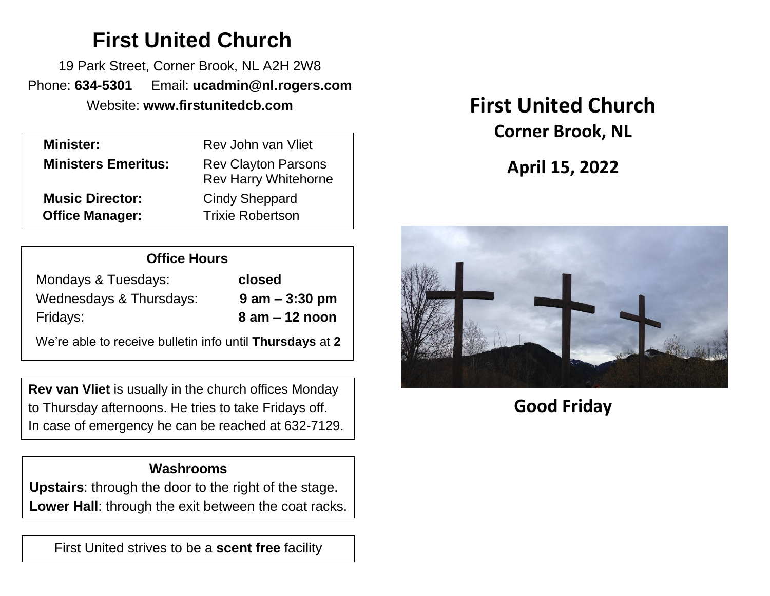# First United Church

19 Park Street, Corner Brook, NL A2H 2W8

Phone: **634-5301** Email: **ucadmin@nl.rogers.com**

Website: **www.firstunitedcb.com**

| | |
|---|---|
| **Minister:** | Rev John van Vliet |
| **Ministers Emeritus:** | Rev Clayton Parsons<br>Rev Harry Whitehorne |
| **Music Director:** | Cindy Sheppard |
| **Office Manager:** | Trixie Robertson |

**Office Hours**

| | |
|---|---|
| Mondays & Tuesdays: | **closed** |
| Wednesdays & Thursdays: | **9 am – 3:30 pm** |
| Fridays: | **8 am – 12 noon** |

We're able to receive bulletin info until **Thursdays** at **2**

**Rev van Vliet** is usually in the church offices Monday to Thursday afternoons. He tries to take Fridays off. In case of emergency he can be reached at 632-7129.

**Washrooms**

**Upstairs**: through the door to the right of the stage.

**Lower Hall**: through the exit between the coat racks.

First United strives to be a **scent free** facility

# First United Church

## Corner Brook, NL

## April 15, 2022

## Good Friday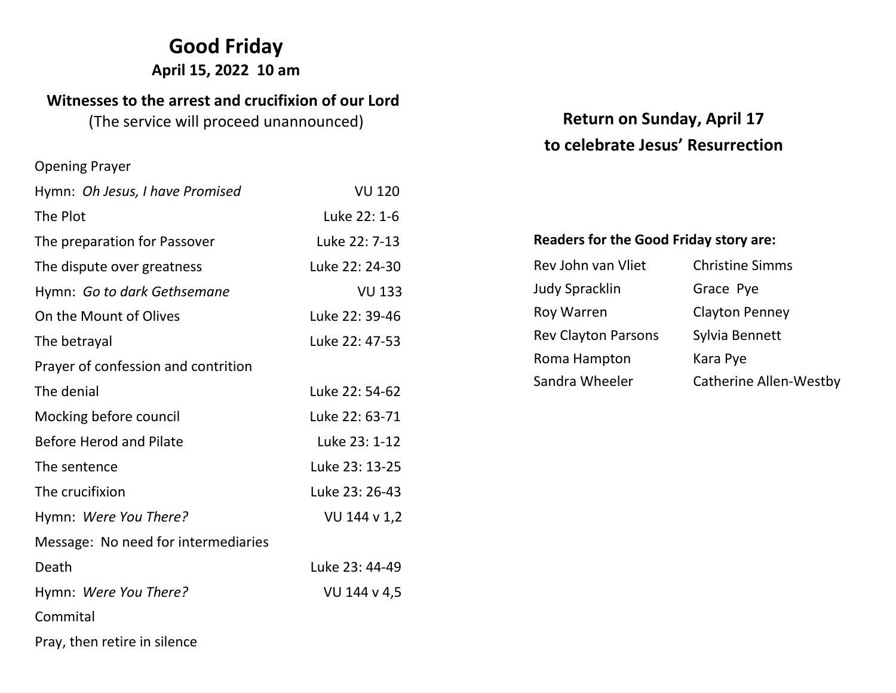# Good Friday

**April 15, 2022 10 am**

**Witnesses to the arrest and crucifixion of our Lord**

(The service will proceed unannounced)

| | |
|---|---|
| Opening Prayer | |
| Hymn: *Oh Jesus, I have Promised* | VU 120 |
| The Plot | Luke 22: 1-6 |
| The preparation for Passover | Luke 22: 7-13 |
| The dispute over greatness | Luke 22: 24-30 |
| Hymn: *Go to dark Gethsemane* | VU 133 |
| On the Mount of Olives | Luke 22: 39-46 |
| The betrayal | Luke 22: 47-53 |
| Prayer of confession and contrition | |
| The denial | Luke 22: 54-62 |
| Mocking before council | Luke 22: 63-71 |
| Before Herod and Pilate | Luke 23: 1-12 |
| The sentence | Luke 23: 13-25 |
| The crucifixion | Luke 23: 26-43 |
| Hymn: *Were You There?* | VU 144 v 1,2 |
| Message: No need for intermediaries | |
| Death | Luke 23: 44-49 |
| Hymn: *Were You There?* | VU 144 v 4,5 |
| Commital | |
| Pray, then retire in silence | |

**Return on Sunday, April 17**
**to celebrate Jesus' Resurrection**

**Readers for the Good Friday story are:**

| | |
|---|---|
| Rev John van Vliet | Christine Simms |
| Judy Spracklin | Grace Pye |
| Roy Warren | Clayton Penney |
| Rev Clayton Parsons | Sylvia Bennett |
| Roma Hampton | Kara Pye |
| Sandra Wheeler | Catherine Allen-Westby |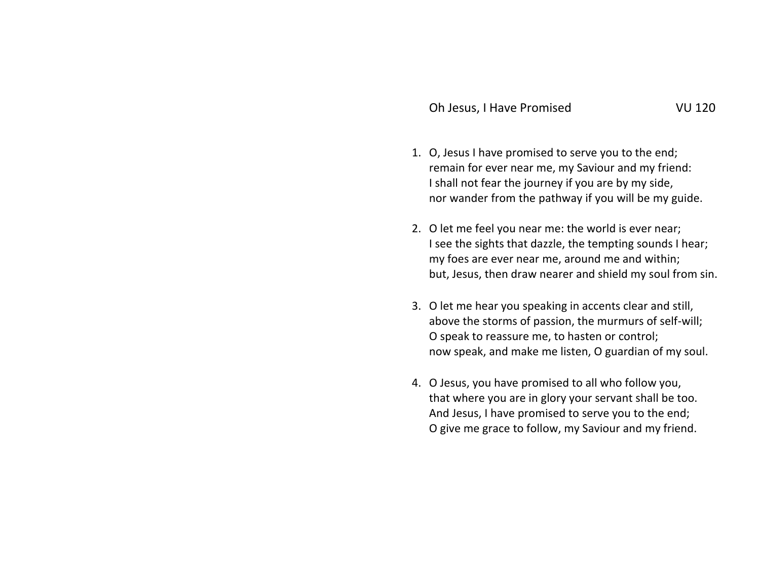## Oh Jesus, I Have Promised VU 120

1. O, Jesus I have promised to serve you to the end;
   remain for ever near me, my Saviour and my friend:
   I shall not fear the journey if you are by my side,
   nor wander from the pathway if you will be my guide.

2. O let me feel you near me: the world is ever near;
   I see the sights that dazzle, the tempting sounds I hear;
   my foes are ever near me, around me and within;
   but, Jesus, then draw nearer and shield my soul from sin.

3. O let me hear you speaking in accents clear and still,
   above the storms of passion, the murmurs of self-will;
   O speak to reassure me, to hasten or control;
   now speak, and make me listen, O guardian of my soul.

4. O Jesus, you have promised to all who follow you,
   that where you are in glory your servant shall be too.
   And Jesus, I have promised to serve you to the end;
   O give me grace to follow, my Saviour and my friend.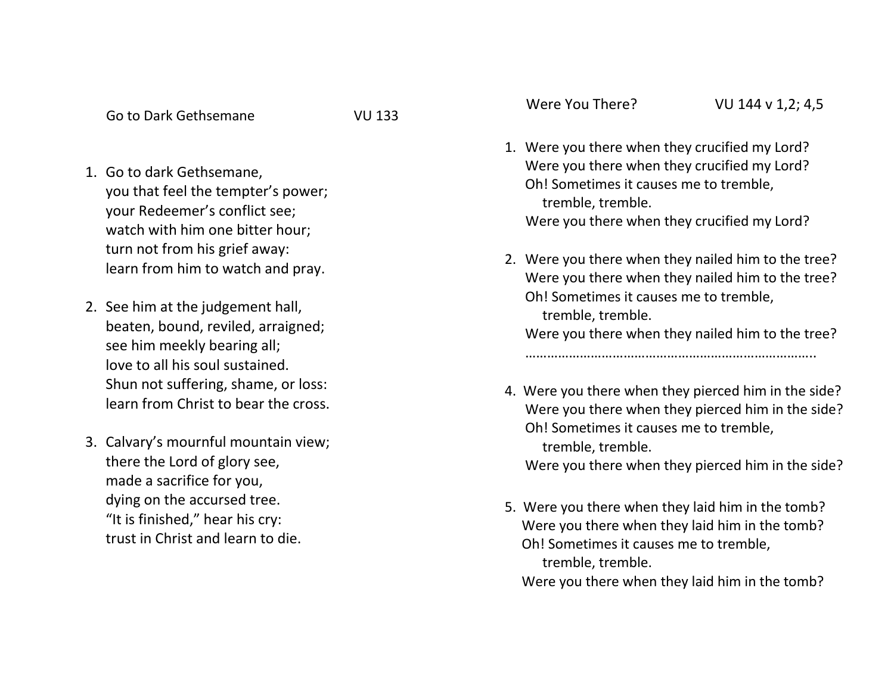## Go to Dark Gethsemane VU 133

1. Go to dark Gethsemane,
   you that feel the tempter's power;
   your Redeemer's conflict see;
   watch with him one bitter hour;
   turn not from his grief away:
   learn from him to watch and pray.

2. See him at the judgement hall,
   beaten, bound, reviled, arraigned;
   see him meekly bearing all;
   love to all his soul sustained.
   Shun not suffering, shame, or loss:
   learn from Christ to bear the cross.

3. Calvary's mournful mountain view;
   there the Lord of glory see,
   made a sacrifice for you,
   dying on the accursed tree.
   "It is finished," hear his cry:
   trust in Christ and learn to die.

## Were You There? VU 144 v 1,2; 4,5

1. Were you there when they crucified my Lord?
   Were you there when they crucified my Lord?
   Oh! Sometimes it causes me to tremble,
   tremble, tremble.
   Were you there when they crucified my Lord?

2. Were you there when they nailed him to the tree?
   Were you there when they nailed him to the tree?
   Oh! Sometimes it causes me to tremble,
   tremble, tremble.
   Were you there when they nailed him to the tree?

…………………………………………………………………..

4. Were you there when they pierced him in the side?
   Were you there when they pierced him in the side?
   Oh! Sometimes it causes me to tremble,
   tremble, tremble.
   Were you there when they pierced him in the side?

5. Were you there when they laid him in the tomb?
   Were you there when they laid him in the tomb?
   Oh! Sometimes it causes me to tremble,
   tremble, tremble.
   Were you there when they laid him in the tomb?